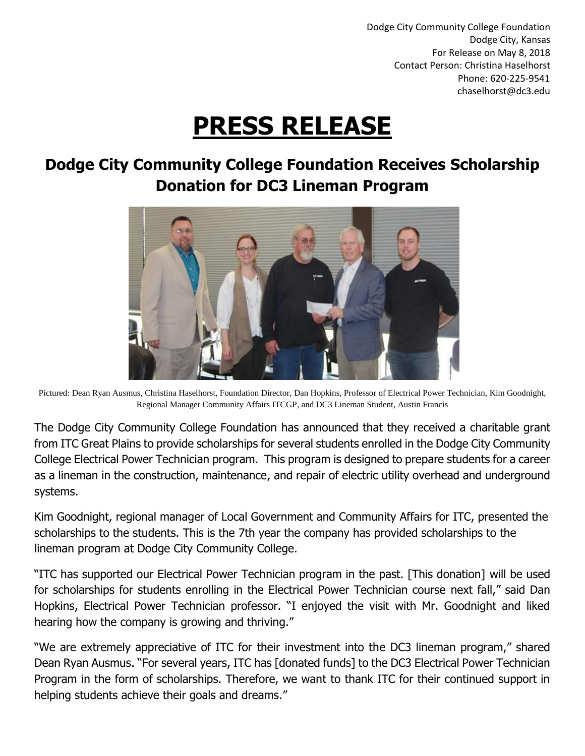Dodge City Community College Foundation
Dodge City, Kansas
For Release on May 8, 2018
Contact Person: Christina Haselhorst
Phone: 620-225-9541
chaselhorst@dc3.edu

# PRESS RELEASE

## Dodge City Community College Foundation Receives Scholarship Donation for DC3 Lineman Program

Pictured: Dean Ryan Ausmus, Christina Haselhorst, Foundation Director, Dan Hopkins, Professor of Electrical Power Technician, Kim Goodnight, Regional Manager Community Affairs ITCGP, and DC3 Lineman Student, Austin Francis

The Dodge City Community College Foundation has announced that they received a charitable grant from ITC Great Plains to provide scholarships for several students enrolled in the Dodge City Community College Electrical Power Technician program. This program is designed to prepare students for a career as a lineman in the construction, maintenance, and repair of electric utility overhead and underground systems.

Kim Goodnight, regional manager of Local Government and Community Affairs for ITC, presented the scholarships to the students. This is the 7th year the company has provided scholarships to the lineman program at Dodge City Community College.

"ITC has supported our Electrical Power Technician program in the past. [This donation] will be used for scholarships for students enrolling in the Electrical Power Technician course next fall," said Dan Hopkins, Electrical Power Technician professor. "I enjoyed the visit with Mr. Goodnight and liked hearing how the company is growing and thriving."

"We are extremely appreciative of ITC for their investment into the DC3 lineman program," shared Dean Ryan Ausmus. "For several years, ITC has [donated funds] to the DC3 Electrical Power Technician Program in the form of scholarships. Therefore, we want to thank ITC for their continued support in helping students achieve their goals and dreams."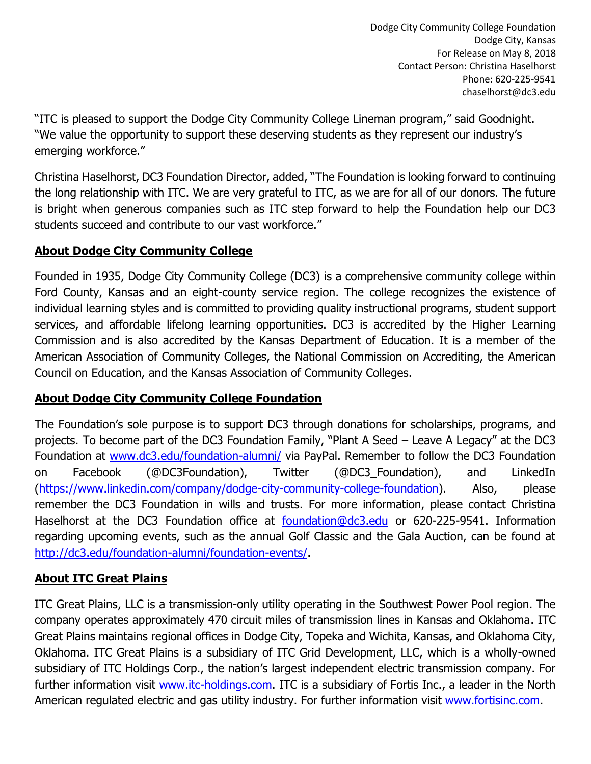Dodge City Community College Foundation
Dodge City, Kansas
For Release on May 8, 2018
Contact Person: Christina Haselhorst
Phone: 620-225-9541
chaselhorst@dc3.edu

"ITC is pleased to support the Dodge City Community College Lineman program," said Goodnight. "We value the opportunity to support these deserving students as they represent our industry's emerging workforce."

Christina Haselhorst, DC3 Foundation Director, added, "The Foundation is looking forward to continuing the long relationship with ITC. We are very grateful to ITC, as we are for all of our donors. The future is bright when generous companies such as ITC step forward to help the Foundation help our DC3 students succeed and contribute to our vast workforce."

## About Dodge City Community College

Founded in 1935, Dodge City Community College (DC3) is a comprehensive community college within Ford County, Kansas and an eight-county service region. The college recognizes the existence of individual learning styles and is committed to providing quality instructional programs, student support services, and affordable lifelong learning opportunities. DC3 is accredited by the Higher Learning Commission and is also accredited by the Kansas Department of Education. It is a member of the American Association of Community Colleges, the National Commission on Accrediting, the American Council on Education, and the Kansas Association of Community Colleges.

## About Dodge City Community College Foundation

The Foundation's sole purpose is to support DC3 through donations for scholarships, programs, and projects. To become part of the DC3 Foundation Family, "Plant A Seed – Leave A Legacy" at the DC3 Foundation at www.dc3.edu/foundation-alumni/ via PayPal. Remember to follow the DC3 Foundation on Facebook (@DC3Foundation), Twitter (@DC3_Foundation), and LinkedIn (https://www.linkedin.com/company/dodge-city-community-college-foundation). Also, please remember the DC3 Foundation in wills and trusts. For more information, please contact Christina Haselhorst at the DC3 Foundation office at foundation@dc3.edu or 620-225-9541. Information regarding upcoming events, such as the annual Golf Classic and the Gala Auction, can be found at http://dc3.edu/foundation-alumni/foundation-events/.

## About ITC Great Plains

ITC Great Plains, LLC is a transmission-only utility operating in the Southwest Power Pool region. The company operates approximately 470 circuit miles of transmission lines in Kansas and Oklahoma. ITC Great Plains maintains regional offices in Dodge City, Topeka and Wichita, Kansas, and Oklahoma City, Oklahoma. ITC Great Plains is a subsidiary of ITC Grid Development, LLC, which is a wholly-owned subsidiary of ITC Holdings Corp., the nation's largest independent electric transmission company. For further information visit www.itc-holdings.com. ITC is a subsidiary of Fortis Inc., a leader in the North American regulated electric and gas utility industry. For further information visit www.fortisinc.com.